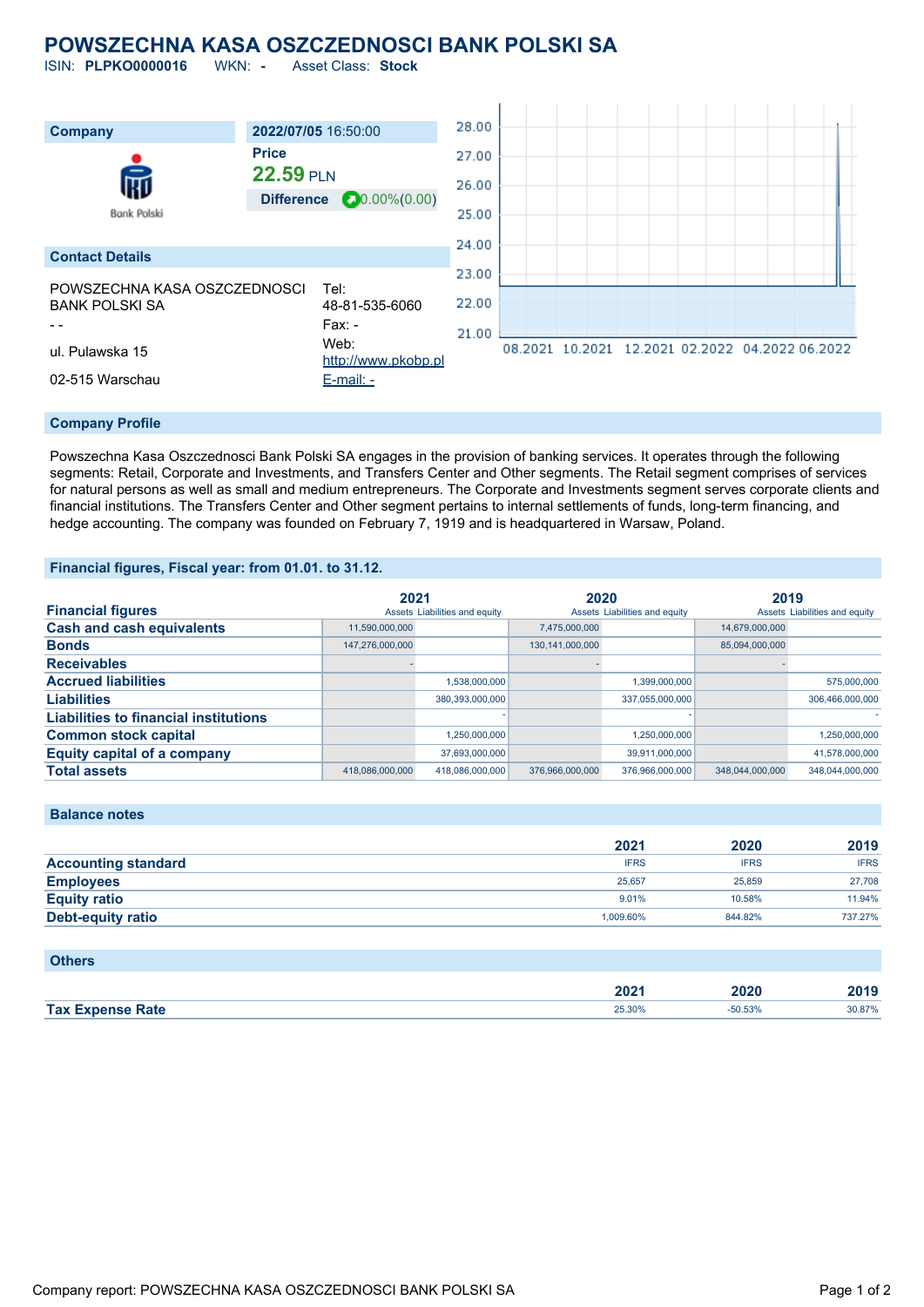# POWSZECHNA KASA OSZCZEDNOSCI BANK POLSKI SA

ISIN: **PLPKO0000016** WKN: **-** Asset Class: **Stock**

| Company | 2022/07/05 16:50:00 |
|---|---|
| | **Price** |
| | **22.59** PLN |
| | **Difference** 0.00%(0.00) |

## Contact Details

POWSZECHNA KASA OSZCZEDNOSCI BANK POLSKI SA

- -

ul. Pulawska 15

02-515 Warschau

Tel: 48-81-535-6060

Fax: -

Web: http://www.pkobp.pl

E-mail: -

## Company Profile

Powszechna Kasa Oszczednosci Bank Polski SA engages in the provision of banking services. It operates through the following segments: Retail, Corporate and Investments, and Transfers Center and Other segments. The Retail segment comprises of services for natural persons as well as small and medium entrepreneurs. The Corporate and Investments segment serves corporate clients and financial institutions. The Transfers Center and Other segment pertains to internal settlements of funds, long-term financing, and hedge accounting. The company was founded on February 7, 1919 and is headquartered in Warsaw, Poland.

## Financial figures, Fiscal year: from 01.01. to 31.12.

| Financial figures | 2021 | | 2020 | | 2019 | |
|---|---|---|---|---|---|---|
| | Assets | Liabilities and equity | Assets | Liabilities and equity | Assets | Liabilities and equity |
| **Cash and cash equivalents** | 11,590,000,000 | | 7,475,000,000 | | 14,679,000,000 | |
| **Bonds** | 147,276,000,000 | | 130,141,000,000 | | 85,094,000,000 | |
| **Receivables** | - | | - | | - | |
| **Accrued liabilities** | | 1,538,000,000 | | 1,399,000,000 | | 575,000,000 |
| **Liabilities** | | 380,393,000,000 | | 337,055,000,000 | | 306,466,000,000 |
| **Liabilities to financial institutions** | | - | | - | | - |
| **Common stock capital** | | 1,250,000,000 | | 1,250,000,000 | | 1,250,000,000 |
| **Equity capital of a company** | | 37,693,000,000 | | 39,911,000,000 | | 41,578,000,000 |
| **Total assets** | 418,086,000,000 | 418,086,000,000 | 376,966,000,000 | 376,966,000,000 | 348,044,000,000 | 348,044,000,000 |

## Balance notes

| | 2021 | 2020 | 2019 |
|---|---|---|---|
| **Accounting standard** | IFRS | IFRS | IFRS |
| **Employees** | 25,657 | 25,859 | 27,708 |
| **Equity ratio** | 9.01% | 10.58% | 11.94% |
| **Debt-equity ratio** | 1,009.60% | 844.82% | 737.27% |

## Others

| | 2021 | 2020 | 2019 |
|---|---|---|---|
| **Tax Expense Rate** | 25.30% | -50.53% | 30.87% |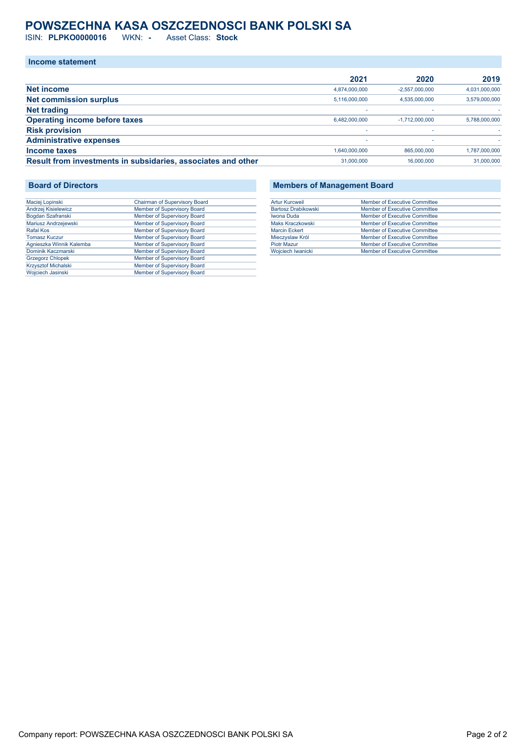# POWSZECHNA KASA OSZCZEDNOSCI BANK POLSKI SA

ISIN: **PLPKO0000016** WKN: **-** Asset Class: **Stock**

## Income statement

| | 2021 | 2020 | 2019 |
|---|---|---|---|
| **Net income** | 4,874,000,000 | -2,557,000,000 | 4,031,000,000 |
| **Net commission surplus** | 5,116,000,000 | 4,535,000,000 | 3,579,000,000 |
| **Net trading** | - | - | - |
| **Operating income before taxes** | 6,482,000,000 | -1,712,000,000 | 5,788,000,000 |
| **Risk provision** | - | - | - |
| **Administrative expenses** | - | - | - |
| **Income taxes** | 1,640,000,000 | 865,000,000 | 1,787,000,000 |
| **Result from investments in subsidaries, associates and other** | 31,000,000 | 16,000,000 | 31,000,000 |

## Board of Directors

| | |
|---|---|
| Maciej Lopinski | Chairman of Supervisory Board |
| Andrzej Kisielewicz | Member of Supervisory Board |
| Bogdan Szafranski | Member of Supervisory Board |
| Mariusz Andrzejewski | Member of Supervisory Board |
| Rafal Kos | Member of Supervisory Board |
| Tomasz Kuczur | Member of Supervisory Board |
| Agnieszka Winnik Kalemba | Member of Supervisory Board |
| Dominik Kaczmarski | Member of Supervisory Board |
| Grzegorz Chlopek | Member of Supervisory Board |
| Krzysztof Michalski | Member of Supervisory Board |
| Wojciech Jasinski | Member of Supervisory Board |

## Members of Management Board

| | |
|---|---|
| Artur Kurcweil | Member of Executive Committee |
| Bartosz Drabikowski | Member of Executive Committee |
| Iwona Duda | Member of Executive Committee |
| Maks Kraczkowski | Member of Executive Committee |
| Marcin Eckert | Member of Executive Committee |
| Mieczyslaw Król | Member of Executive Committee |
| Piotr Mazur | Member of Executive Committee |
| Wojciech Iwanicki | Member of Executive Committee |